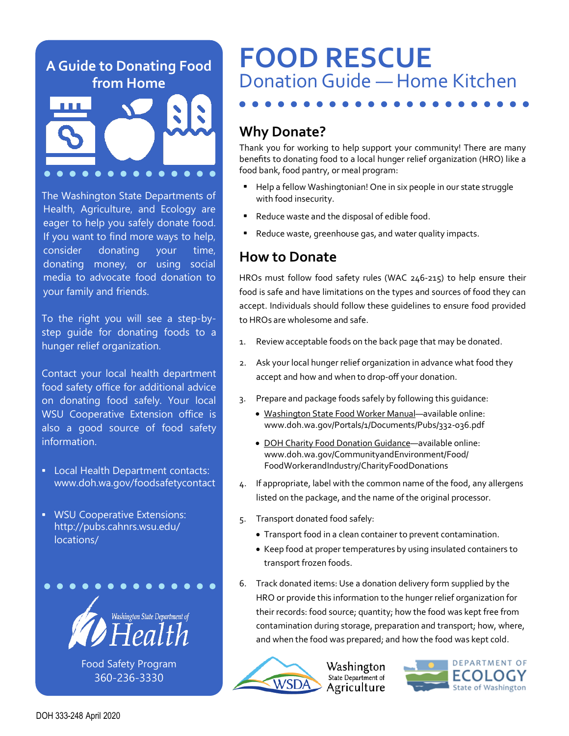# FOOD RESCUE

## Donation Guide — Home Kitchen

## A Guide to Donating Food from Home

The Washington State Departments of Health, Agriculture, and Ecology are eager to help you safely donate food. If you want to find more ways to help, consider donating your time, donating money, or using social media to advocate food donation to your family and friends.

To the right you will see a step-by-step guide for donating foods to a hunger relief organization.

Contact your local health department food safety office for additional advice on donating food safely. Your local WSU Cooperative Extension office is also a good source of food safety information.

- Local Health Department contacts: www.doh.wa.gov/foodsafetycontact
- WSU Cooperative Extensions: http://pubs.cahnrs.wsu.edu/locations/

Washington State Department of Health

Food Safety Program
360-236-3330

## Why Donate?

Thank you for working to help support your community! There are many benefits to donating food to a local hunger relief organization (HRO) like a food bank, food pantry, or meal program:

- Help a fellow Washingtonian! One in six people in our state struggle with food insecurity.
- Reduce waste and the disposal of edible food.
- Reduce waste, greenhouse gas, and water quality impacts.

## How to Donate

HROs must follow food safety rules (WAC 246-215) to help ensure their food is safe and have limitations on the types and sources of food they can accept. Individuals should follow these guidelines to ensure food provided to HROs are wholesome and safe.

1. Review acceptable foods on the back page that may be donated.
2. Ask your local hunger relief organization in advance what food they accept and how and when to drop-off your donation.
3. Prepare and package foods safely by following this guidance:
   - Washington State Food Worker Manual—available online: www.doh.wa.gov/Portals/1/Documents/Pubs/332-036.pdf
   - DOH Charity Food Donation Guidance—available online: www.doh.wa.gov/CommunityandEnvironment/Food/FoodWorkerandIndustry/CharityFoodDonations
4. If appropriate, label with the common name of the food, any allergens listed on the package, and the name of the original processor.
5. Transport donated food safely:
   - Transport food in a clean container to prevent contamination.
   - Keep food at proper temperatures by using insulated containers to transport frozen foods.
6. Track donated items: Use a donation delivery form supplied by the HRO or provide this information to the hunger relief organization for their records: food source; quantity; how the food was kept free from contamination during storage, preparation and transport; how, where, and when the food was prepared; and how the food was kept cold.

WSDA Washington State Department of Agriculture

Department of Ecology State of Washington

DOH 333-248 April 2020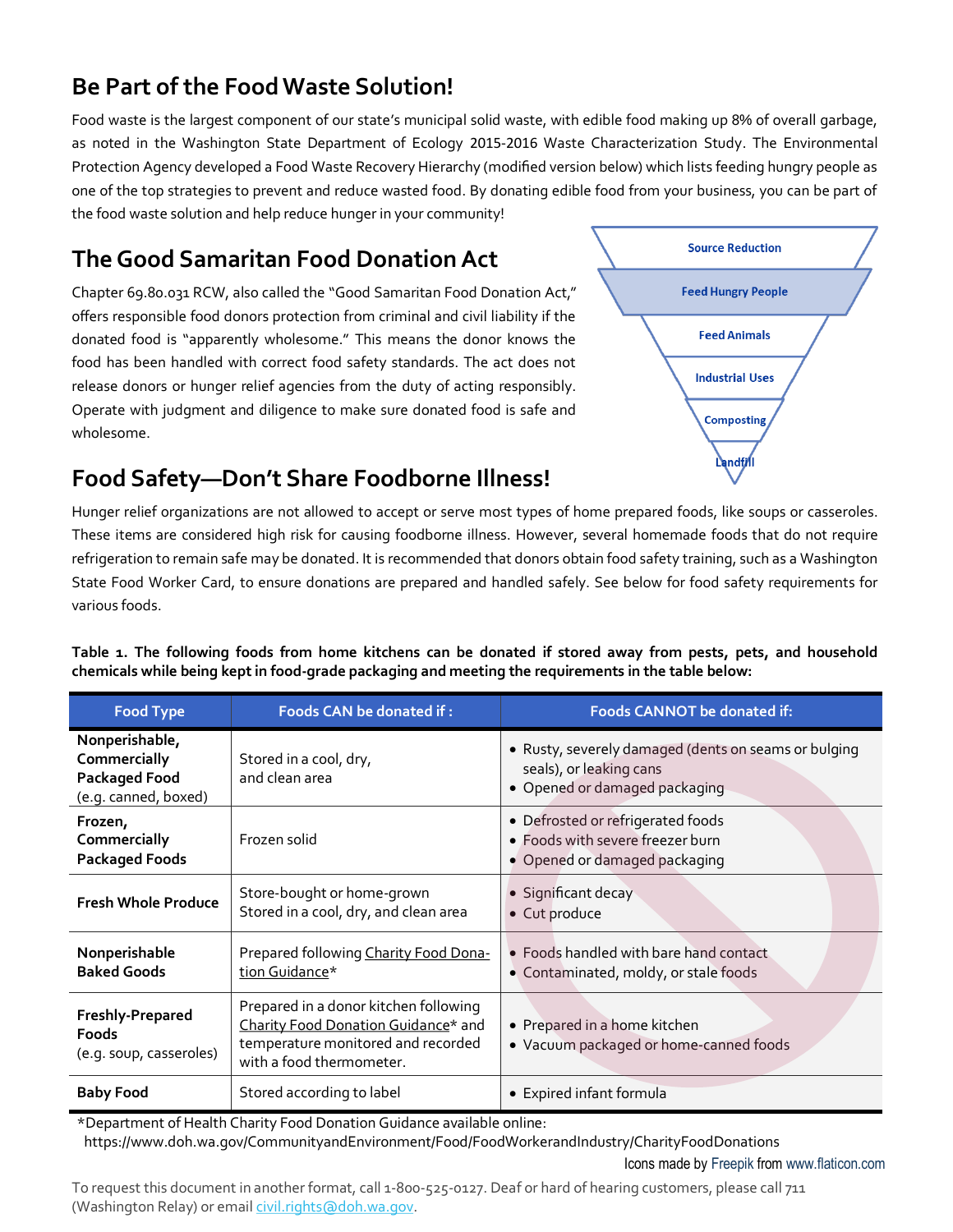## Be Part of the Food Waste Solution!

Food waste is the largest component of our state's municipal solid waste, with edible food making up 8% of overall garbage, as noted in the Washington State Department of Ecology 2015-2016 Waste Characterization Study. The Environmental Protection Agency developed a Food Waste Recovery Hierarchy (modified version below) which lists feeding hungry people as one of the top strategies to prevent and reduce wasted food. By donating edible food from your business, you can be part of the food waste solution and help reduce hunger in your community!

## The Good Samaritan Food Donation Act

Chapter 69.80.031 RCW, also called the "Good Samaritan Food Donation Act," offers responsible food donors protection from criminal and civil liability if the donated food is "apparently wholesome." This means the donor knows the food has been handled with correct food safety standards. The act does not release donors or hunger relief agencies from the duty of acting responsibly. Operate with judgment and diligence to make sure donated food is safe and wholesome.

Source Reduction
Feed Hungry People
Feed Animals
Industrial Uses
Composting
Landfill

## Food Safety—Don't Share Foodborne Illness!

Hunger relief organizations are not allowed to accept or serve most types of home prepared foods, like soups or casseroles. These items are considered high risk for causing foodborne illness. However, several homemade foods that do not require refrigeration to remain safe may be donated. It is recommended that donors obtain food safety training, such as a Washington State Food Worker Card, to ensure donations are prepared and handled safely. See below for food safety requirements for various foods.

**Table 1. The following foods from home kitchens can be donated if stored away from pests, pets, and household chemicals while being kept in food-grade packaging and meeting the requirements in the table below:**

| Food Type | Foods CAN be donated if : | Foods CANNOT be donated if: |
|---|---|---|
| **Nonperishable, Commercially Packaged Food** (e.g. canned, boxed) | Stored in a cool, dry, and clean area | • Rusty, severely damaged (dents on seams or bulging seals), or leaking cans<br>• Opened or damaged packaging |
| **Frozen, Commercially Packaged Foods** | Frozen solid | • Defrosted or refrigerated foods<br>• Foods with severe freezer burn<br>• Opened or damaged packaging |
| **Fresh Whole Produce** | Store-bought or home-grown<br>Stored in a cool, dry, and clean area | • Significant decay<br>• Cut produce |
| **Nonperishable Baked Goods** | Prepared following Charity Food Donation Guidance* | • Foods handled with bare hand contact<br>• Contaminated, moldy, or stale foods |
| **Freshly-Prepared Foods** (e.g. soup, casseroles) | Prepared in a donor kitchen following Charity Food Donation Guidance* and temperature monitored and recorded with a food thermometer. | • Prepared in a home kitchen<br>• Vacuum packaged or home-canned foods |
| **Baby Food** | Stored according to label | • Expired infant formula |

*Department of Health Charity Food Donation Guidance available online:
https://www.doh.wa.gov/CommunityandEnvironment/Food/FoodWorkerandIndustry/CharityFoodDonations

Icons made by Freepik from www.flaticon.com

To request this document in another format, call 1-800-525-0127. Deaf or hard of hearing customers, please call 711 (Washington Relay) or email civil.rights@doh.wa.gov.